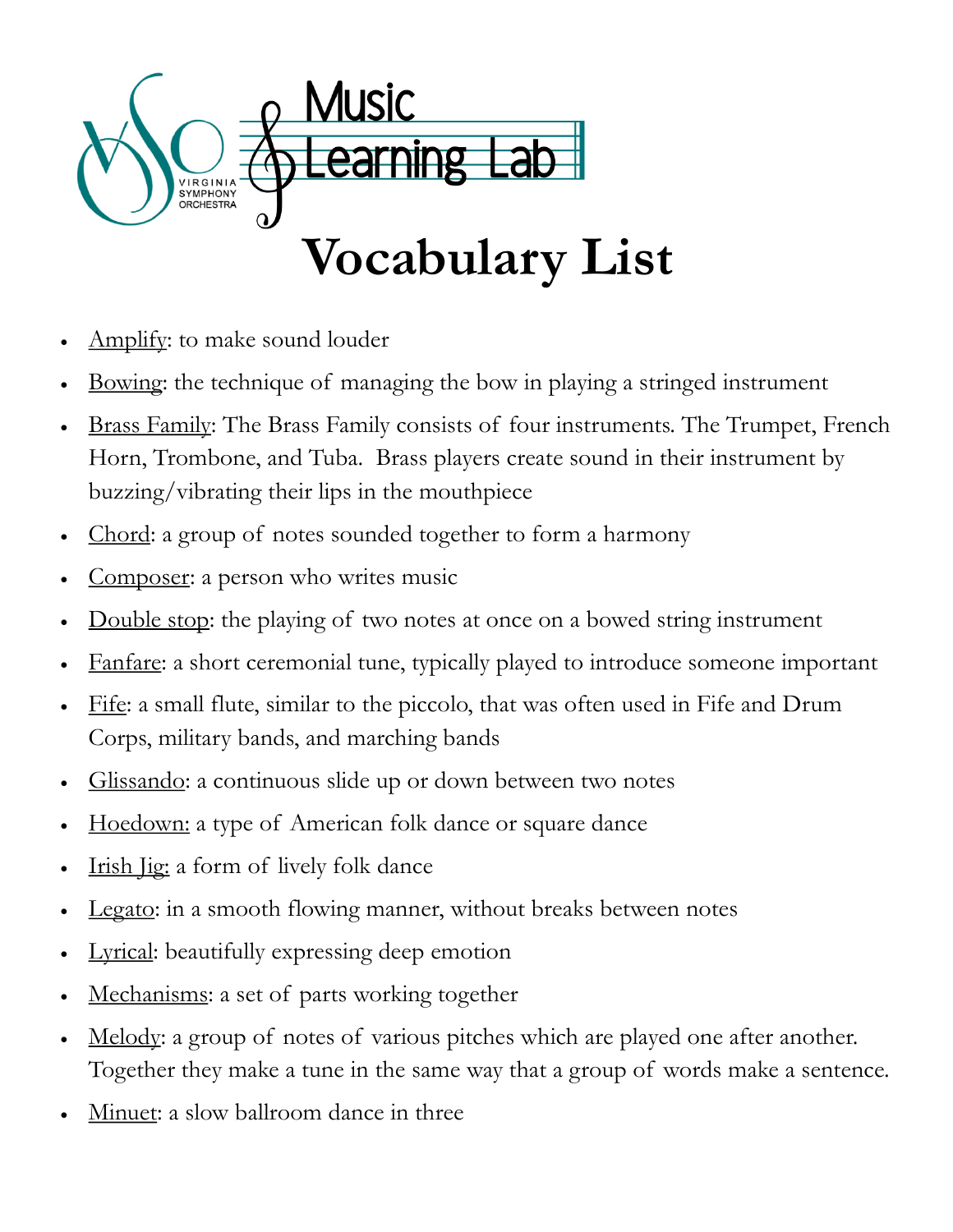VIRGINIA SYMPHONY ORCHESTRA

Music Learning Lab

# Vocabulary List

- Amplify: to make sound louder
- Bowing: the technique of managing the bow in playing a stringed instrument
- Brass Family: The Brass Family consists of four instruments. The Trumpet, French Horn, Trombone, and Tuba. Brass players create sound in their instrument by buzzing/vibrating their lips in the mouthpiece
- Chord: a group of notes sounded together to form a harmony
- Composer: a person who writes music
- Double stop: the playing of two notes at once on a bowed string instrument
- Fanfare: a short ceremonial tune, typically played to introduce someone important
- Fife: a small flute, similar to the piccolo, that was often used in Fife and Drum Corps, military bands, and marching bands
- Glissando: a continuous slide up or down between two notes
- Hoedown: a type of American folk dance or square dance
- Irish Jig: a form of lively folk dance
- Legato: in a smooth flowing manner, without breaks between notes
- Lyrical: beautifully expressing deep emotion
- Mechanisms: a set of parts working together
- Melody: a group of notes of various pitches which are played one after another. Together they make a tune in the same way that a group of words make a sentence.
- Minuet: a slow ballroom dance in three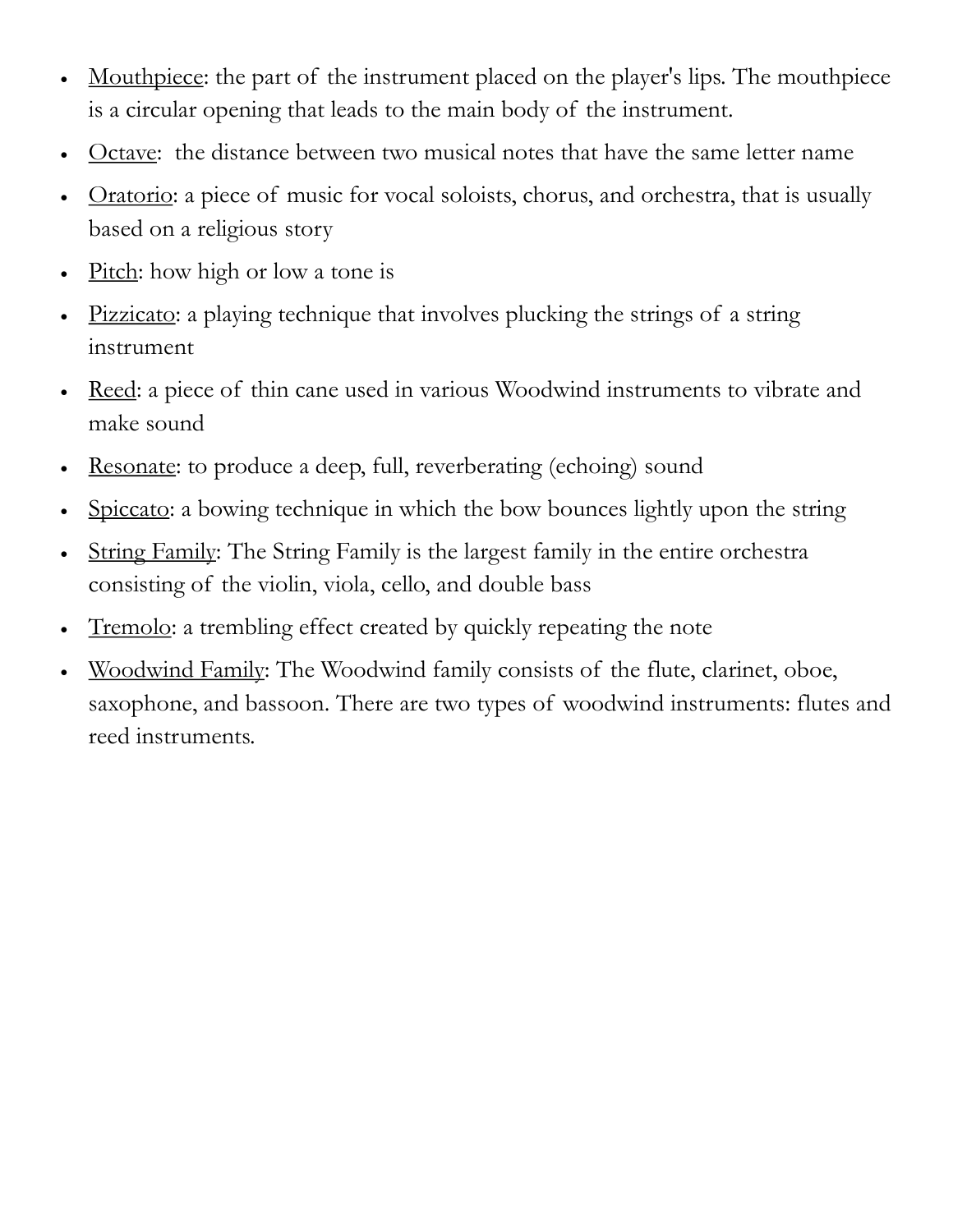- <u>Mouthpiece</u>: the part of the instrument placed on the player's lips. The mouthpiece is a circular opening that leads to the main body of the instrument.
- <u>Octave</u>:  the distance between two musical notes that have the same letter name
- <u>Oratorio</u>: a piece of music for vocal soloists, chorus, and orchestra, that is usually based on a religious story
- <u>Pitch</u>: how high or low a tone is
- <u>Pizzicato</u>: a playing technique that involves plucking the strings of a string instrument
- <u>Reed</u>: a piece of thin cane used in various Woodwind instruments to vibrate and make sound
- <u>Resonate</u>: to produce a deep, full, reverberating (echoing) sound
- <u>Spiccato</u>: a bowing technique in which the bow bounces lightly upon the string
- <u>String Family</u>: The String Family is the largest family in the entire orchestra consisting of the violin, viola, cello, and double bass
- <u>Tremolo</u>: a trembling effect created by quickly repeating the note
- <u>Woodwind Family</u>: The Woodwind family consists of the flute, clarinet, oboe, saxophone, and bassoon. There are two types of woodwind instruments: flutes and reed instruments.